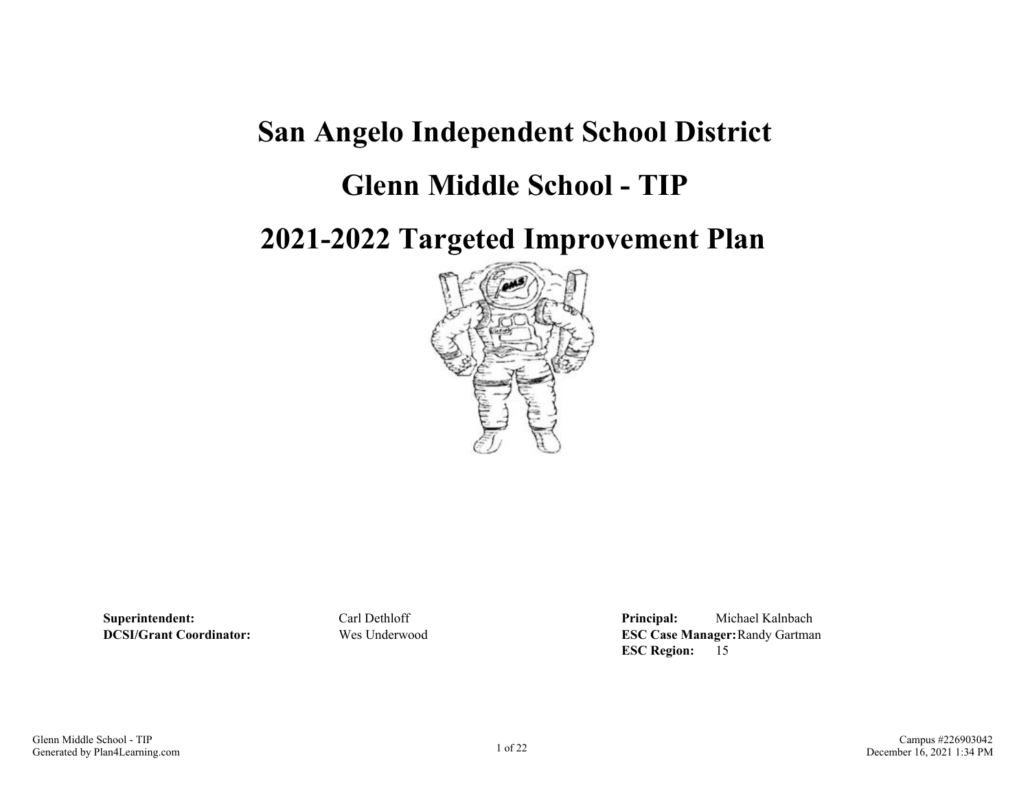# San Angelo Independent School District

# Glenn Middle School - TIP

# 2021-2022 Targeted Improvement Plan

**Superintendent:** Carl Dethloff
**DCSI/Grant Coordinator:** Wes Underwood

**Principal:** Michael Kalnbach
**ESC Case Manager:** Randy Gartman
**ESC Region:** 15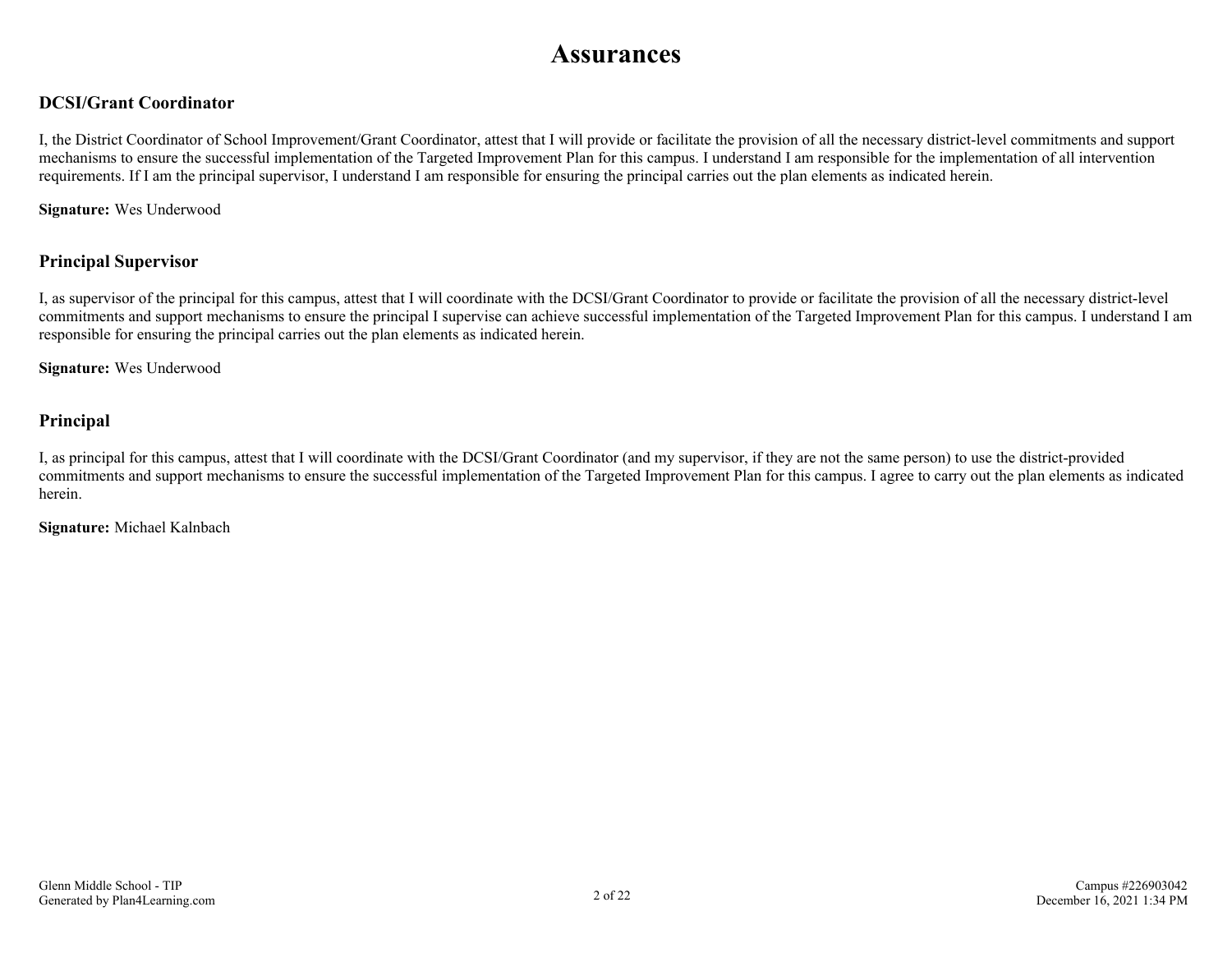# Assurances

## DCSI/Grant Coordinator

I, the District Coordinator of School Improvement/Grant Coordinator, attest that I will provide or facilitate the provision of all the necessary district-level commitments and support mechanisms to ensure the successful implementation of the Targeted Improvement Plan for this campus. I understand I am responsible for the implementation of all intervention requirements. If I am the principal supervisor, I understand I am responsible for ensuring the principal carries out the plan elements as indicated herein.

**Signature:** Wes Underwood

## Principal Supervisor

I, as supervisor of the principal for this campus, attest that I will coordinate with the DCSI/Grant Coordinator to provide or facilitate the provision of all the necessary district-level commitments and support mechanisms to ensure the principal I supervise can achieve successful implementation of the Targeted Improvement Plan for this campus. I understand I am responsible for ensuring the principal carries out the plan elements as indicated herein.

**Signature:** Wes Underwood

## Principal

I, as principal for this campus, attest that I will coordinate with the DCSI/Grant Coordinator (and my supervisor, if they are not the same person) to use the district-provided commitments and support mechanisms to ensure the successful implementation of the Targeted Improvement Plan for this campus. I agree to carry out the plan elements as indicated herein.

**Signature:** Michael Kalnbach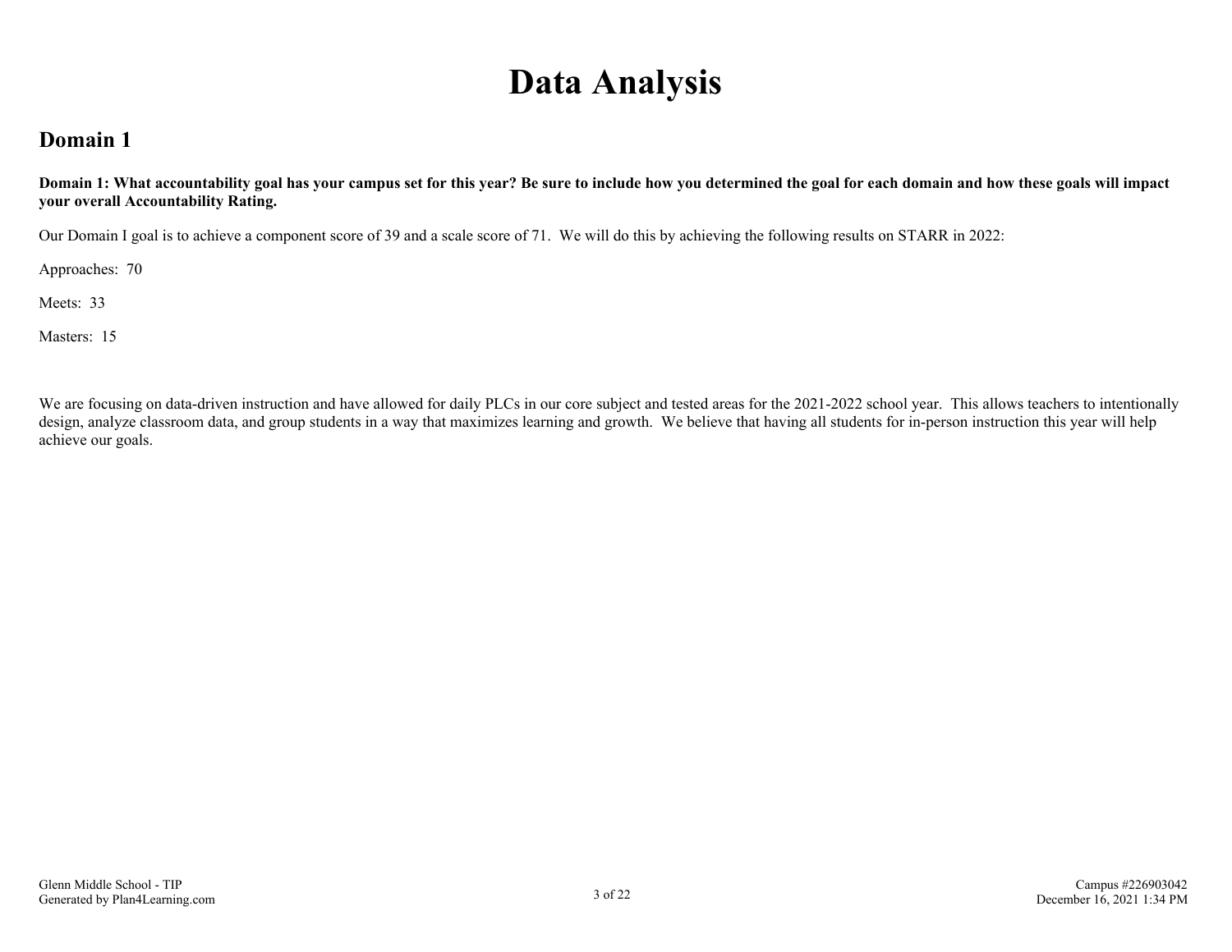# Data Analysis

## Domain 1

**Domain 1: What accountability goal has your campus set for this year? Be sure to include how you determined the goal for each domain and how these goals will impact your overall Accountability Rating.**

Our Domain I goal is to achieve a component score of 39 and a scale score of 71. We will do this by achieving the following results on STARR in 2022:

Approaches: 70

Meets: 33

Masters: 15

We are focusing on data-driven instruction and have allowed for daily PLCs in our core subject and tested areas for the 2021-2022 school year. This allows teachers to intentionally design, analyze classroom data, and group students in a way that maximizes learning and growth. We believe that having all students for in-person instruction this year will help achieve our goals.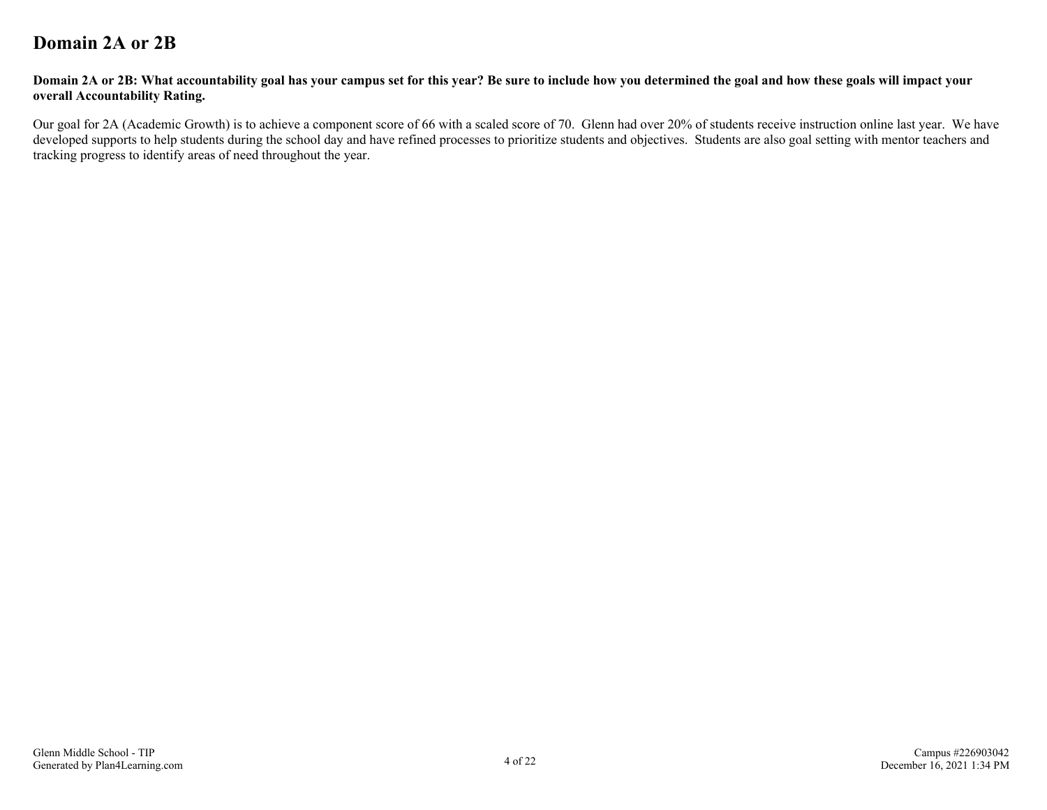# Domain 2A or 2B

**Domain 2A or 2B: What accountability goal has your campus set for this year? Be sure to include how you determined the goal and how these goals will impact your overall Accountability Rating.**

Our goal for 2A (Academic Growth) is to achieve a component score of 66 with a scaled score of 70. Glenn had over 20% of students receive instruction online last year. We have developed supports to help students during the school day and have refined processes to prioritize students and objectives. Students are also goal setting with mentor teachers and tracking progress to identify areas of need throughout the year.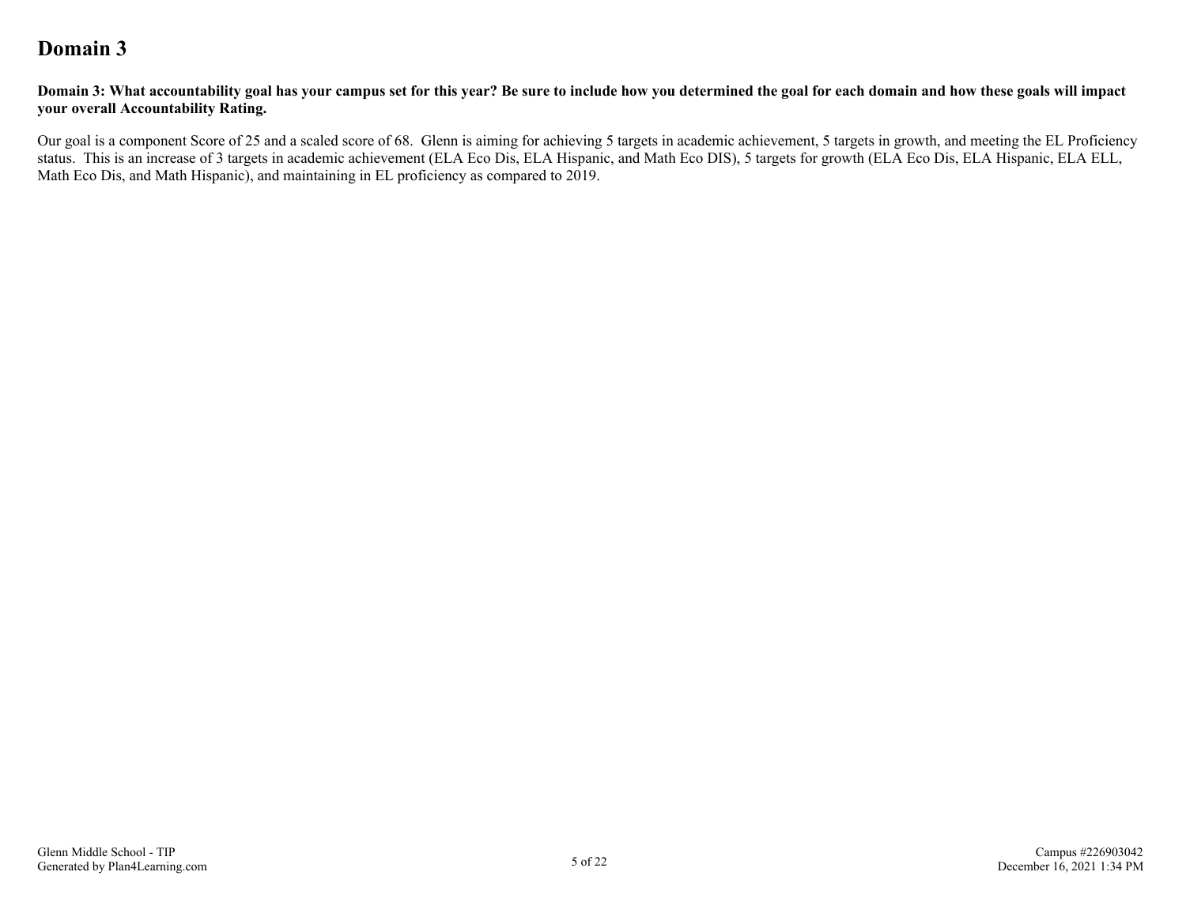# Domain 3

**Domain 3: What accountability goal has your campus set for this year? Be sure to include how you determined the goal for each domain and how these goals will impact your overall Accountability Rating.**

Our goal is a component Score of 25 and a scaled score of 68. Glenn is aiming for achieving 5 targets in academic achievement, 5 targets in growth, and meeting the EL Proficiency status. This is an increase of 3 targets in academic achievement (ELA Eco Dis, ELA Hispanic, and Math Eco DIS), 5 targets for growth (ELA Eco Dis, ELA Hispanic, ELA ELL, Math Eco Dis, and Math Hispanic), and maintaining in EL proficiency as compared to 2019.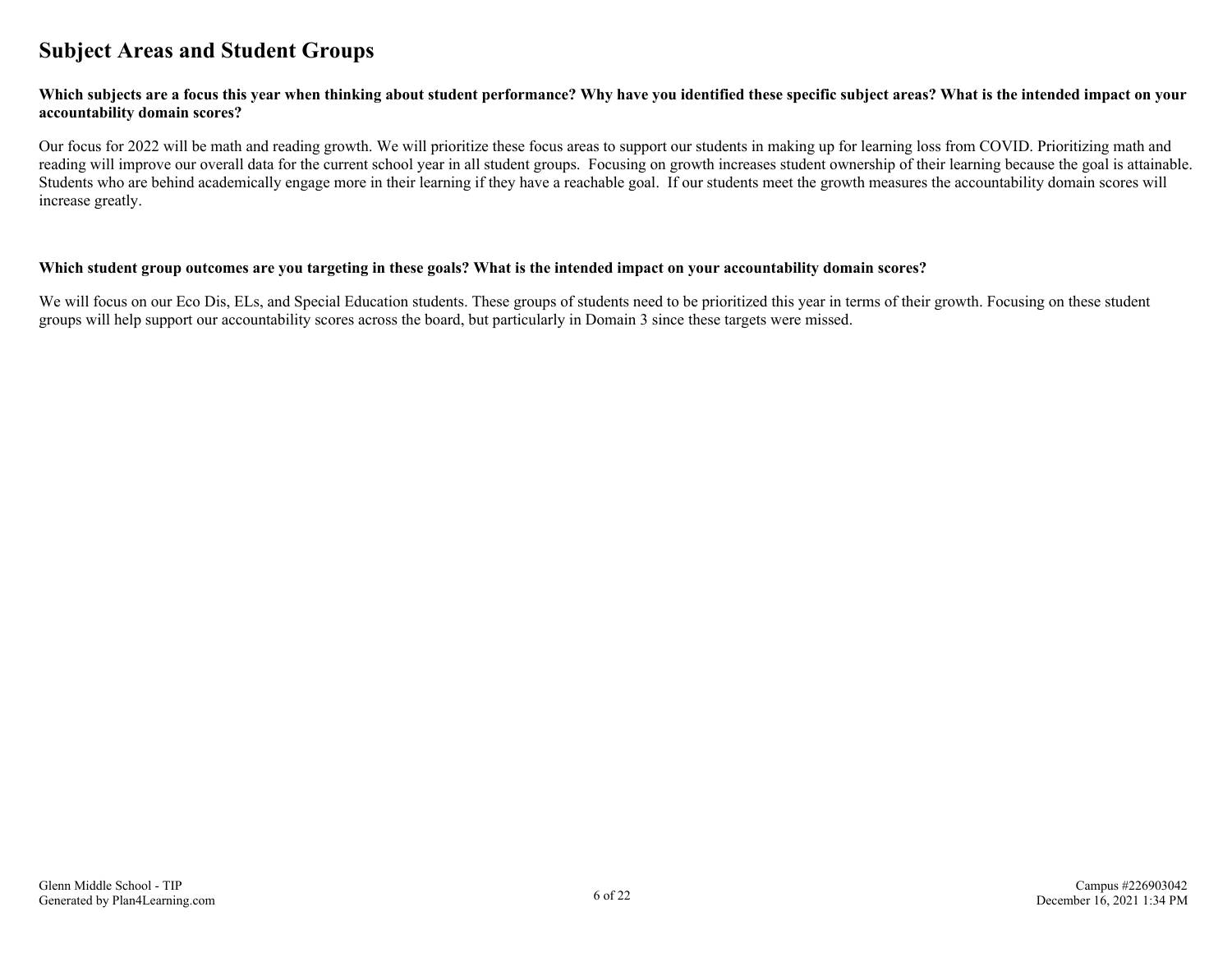# Subject Areas and Student Groups

**Which subjects are a focus this year when thinking about student performance? Why have you identified these specific subject areas? What is the intended impact on your accountability domain scores?**

Our focus for 2022 will be math and reading growth. We will prioritize these focus areas to support our students in making up for learning loss from COVID. Prioritizing math and reading will improve our overall data for the current school year in all student groups. Focusing on growth increases student ownership of their learning because the goal is attainable. Students who are behind academically engage more in their learning if they have a reachable goal. If our students meet the growth measures the accountability domain scores will increase greatly.

**Which student group outcomes are you targeting in these goals? What is the intended impact on your accountability domain scores?**

We will focus on our Eco Dis, ELs, and Special Education students. These groups of students need to be prioritized this year in terms of their growth. Focusing on these student groups will help support our accountability scores across the board, but particularly in Domain 3 since these targets were missed.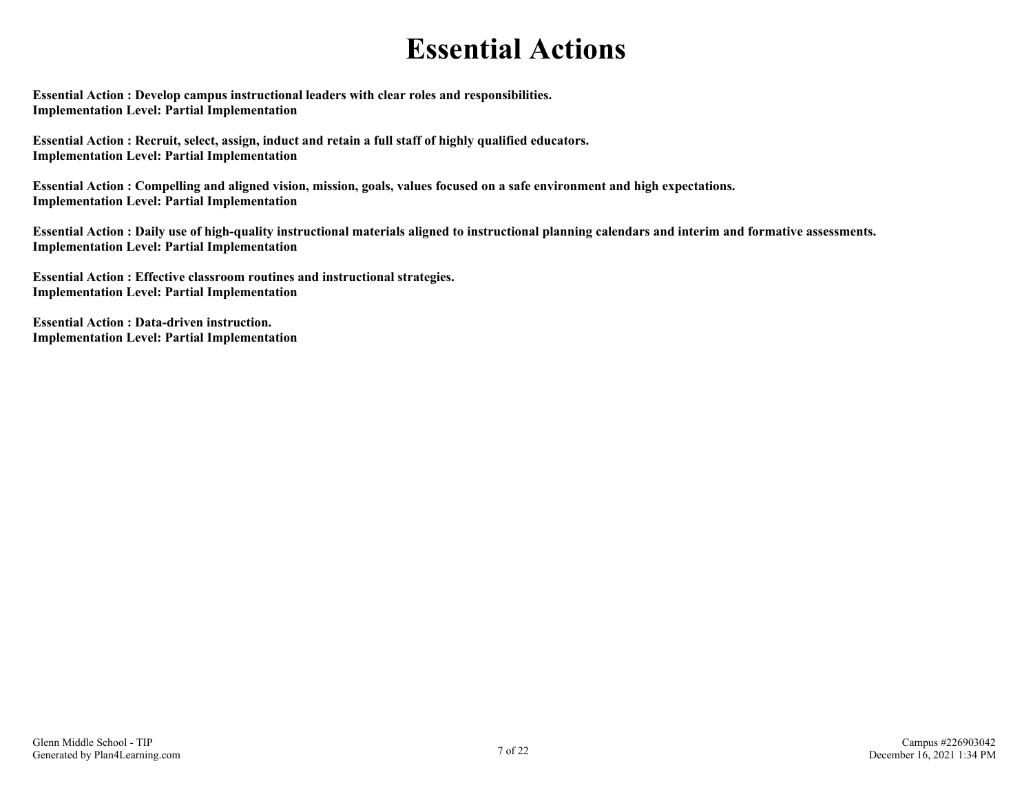# Essential Actions

**Essential Action : Develop campus instructional leaders with clear roles and responsibilities.**
**Implementation Level: Partial Implementation**

**Essential Action : Recruit, select, assign, induct and retain a full staff of highly qualified educators.**
**Implementation Level: Partial Implementation**

**Essential Action : Compelling and aligned vision, mission, goals, values focused on a safe environment and high expectations.**
**Implementation Level: Partial Implementation**

**Essential Action : Daily use of high-quality instructional materials aligned to instructional planning calendars and interim and formative assessments.**
**Implementation Level: Partial Implementation**

**Essential Action : Effective classroom routines and instructional strategies.**
**Implementation Level: Partial Implementation**

**Essential Action : Data-driven instruction.**
**Implementation Level: Partial Implementation**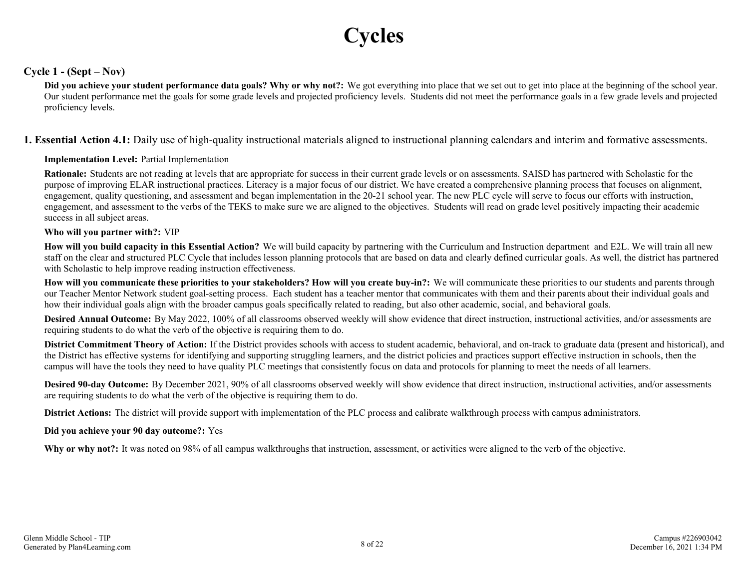# Cycles

### Cycle 1 - (Sept – Nov)

**Did you achieve your student performance data goals? Why or why not?:** We got everything into place that we set out to get into place at the beginning of the school year. Our student performance met the goals for some grade levels and projected proficiency levels. Students did not meet the performance goals in a few grade levels and projected proficiency levels.

### 1. Essential Action 4.1: Daily use of high-quality instructional materials aligned to instructional planning calendars and interim and formative assessments.

**Implementation Level:** Partial Implementation

**Rationale:** Students are not reading at levels that are appropriate for success in their current grade levels or on assessments. SAISD has partnered with Scholastic for the purpose of improving ELAR instructional practices. Literacy is a major focus of our district. We have created a comprehensive planning process that focuses on alignment, engagement, quality questioning, and assessment and began implementation in the 20-21 school year. The new PLC cycle will serve to focus our efforts with instruction, engagement, and assessment to the verbs of the TEKS to make sure we are aligned to the objectives. Students will read on grade level positively impacting their academic success in all subject areas.

**Who will you partner with?:** VIP

**How will you build capacity in this Essential Action?** We will build capacity by partnering with the Curriculum and Instruction department and E2L. We will train all new staff on the clear and structured PLC Cycle that includes lesson planning protocols that are based on data and clearly defined curricular goals. As well, the district has partnered with Scholastic to help improve reading instruction effectiveness.

**How will you communicate these priorities to your stakeholders? How will you create buy-in?:** We will communicate these priorities to our students and parents through our Teacher Mentor Network student goal-setting process. Each student has a teacher mentor that communicates with them and their parents about their individual goals and how their individual goals align with the broader campus goals specifically related to reading, but also other academic, social, and behavioral goals.

**Desired Annual Outcome:** By May 2022, 100% of all classrooms observed weekly will show evidence that direct instruction, instructional activities, and/or assessments are requiring students to do what the verb of the objective is requiring them to do.

**District Commitment Theory of Action:** If the District provides schools with access to student academic, behavioral, and on-track to graduate data (present and historical), and the District has effective systems for identifying and supporting struggling learners, and the district policies and practices support effective instruction in schools, then the campus will have the tools they need to have quality PLC meetings that consistently focus on data and protocols for planning to meet the needs of all learners.

**Desired 90-day Outcome:** By December 2021, 90% of all classrooms observed weekly will show evidence that direct instruction, instructional activities, and/or assessments are requiring students to do what the verb of the objective is requiring them to do.

**District Actions:** The district will provide support with implementation of the PLC process and calibrate walkthrough process with campus administrators.

**Did you achieve your 90 day outcome?:** Yes

**Why or why not?:** It was noted on 98% of all campus walkthroughs that instruction, assessment, or activities were aligned to the verb of the objective.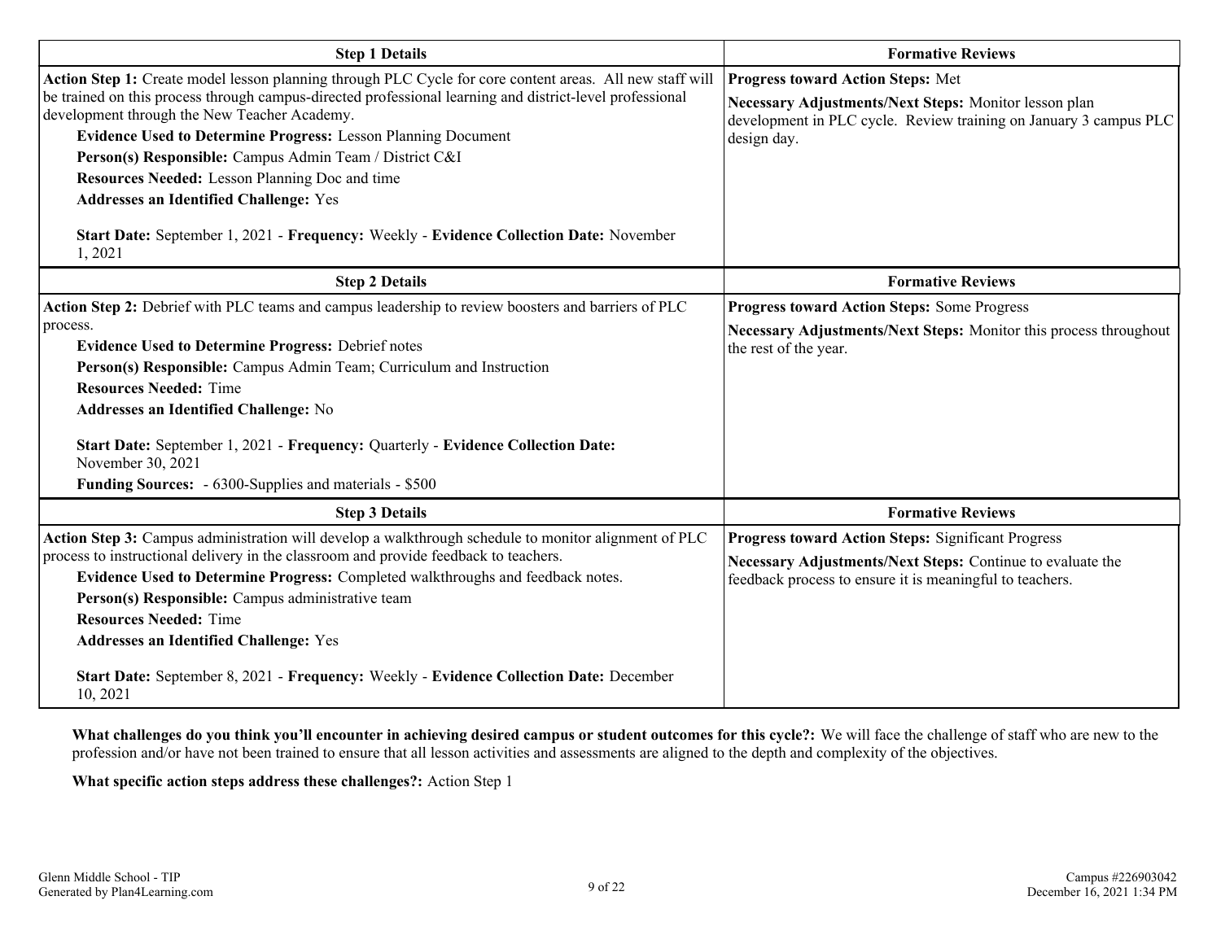| Step 1 Details | Formative Reviews |
|---|---|
| **Action Step 1:** Create model lesson planning through PLC Cycle for core content areas. All new staff will be trained on this process through campus-directed professional learning and district-level professional development through the New Teacher Academy.<br>**Evidence Used to Determine Progress:** Lesson Planning Document<br>**Person(s) Responsible:** Campus Admin Team / District C&I<br>**Resources Needed:** Lesson Planning Doc and time<br>**Addresses an Identified Challenge:** Yes<br><br>**Start Date:** September 1, 2021 - **Frequency:** Weekly - **Evidence Collection Date:** November 1, 2021 | **Progress toward Action Steps:** Met<br>**Necessary Adjustments/Next Steps:** Monitor lesson plan development in PLC cycle. Review training on January 3 campus PLC design day. |

| Step 2 Details | Formative Reviews |
|---|---|
| **Action Step 2:** Debrief with PLC teams and campus leadership to review boosters and barriers of PLC process.<br>**Evidence Used to Determine Progress:** Debrief notes<br>**Person(s) Responsible:** Campus Admin Team; Curriculum and Instruction<br>**Resources Needed:** Time<br>**Addresses an Identified Challenge:** No<br><br>**Start Date:** September 1, 2021 - **Frequency:** Quarterly - **Evidence Collection Date:** November 30, 2021<br>**Funding Sources:** - 6300-Supplies and materials - $500 | **Progress toward Action Steps:** Some Progress<br>**Necessary Adjustments/Next Steps:** Monitor this process throughout the rest of the year. |

| Step 3 Details | Formative Reviews |
|---|---|
| **Action Step 3:** Campus administration will develop a walkthrough schedule to monitor alignment of PLC process to instructional delivery in the classroom and provide feedback to teachers.<br>**Evidence Used to Determine Progress:** Completed walkthroughs and feedback notes.<br>**Person(s) Responsible:** Campus administrative team<br>**Resources Needed:** Time<br>**Addresses an Identified Challenge:** Yes<br><br>**Start Date:** September 8, 2021 - **Frequency:** Weekly - **Evidence Collection Date:** December 10, 2021 | **Progress toward Action Steps:** Significant Progress<br>**Necessary Adjustments/Next Steps:** Continue to evaluate the feedback process to ensure it is meaningful to teachers. |

**What challenges do you think you'll encounter in achieving desired campus or student outcomes for this cycle?:** We will face the challenge of staff who are new to the profession and/or have not been trained to ensure that all lesson activities and assessments are aligned to the depth and complexity of the objectives.

**What specific action steps address these challenges?:** Action Step 1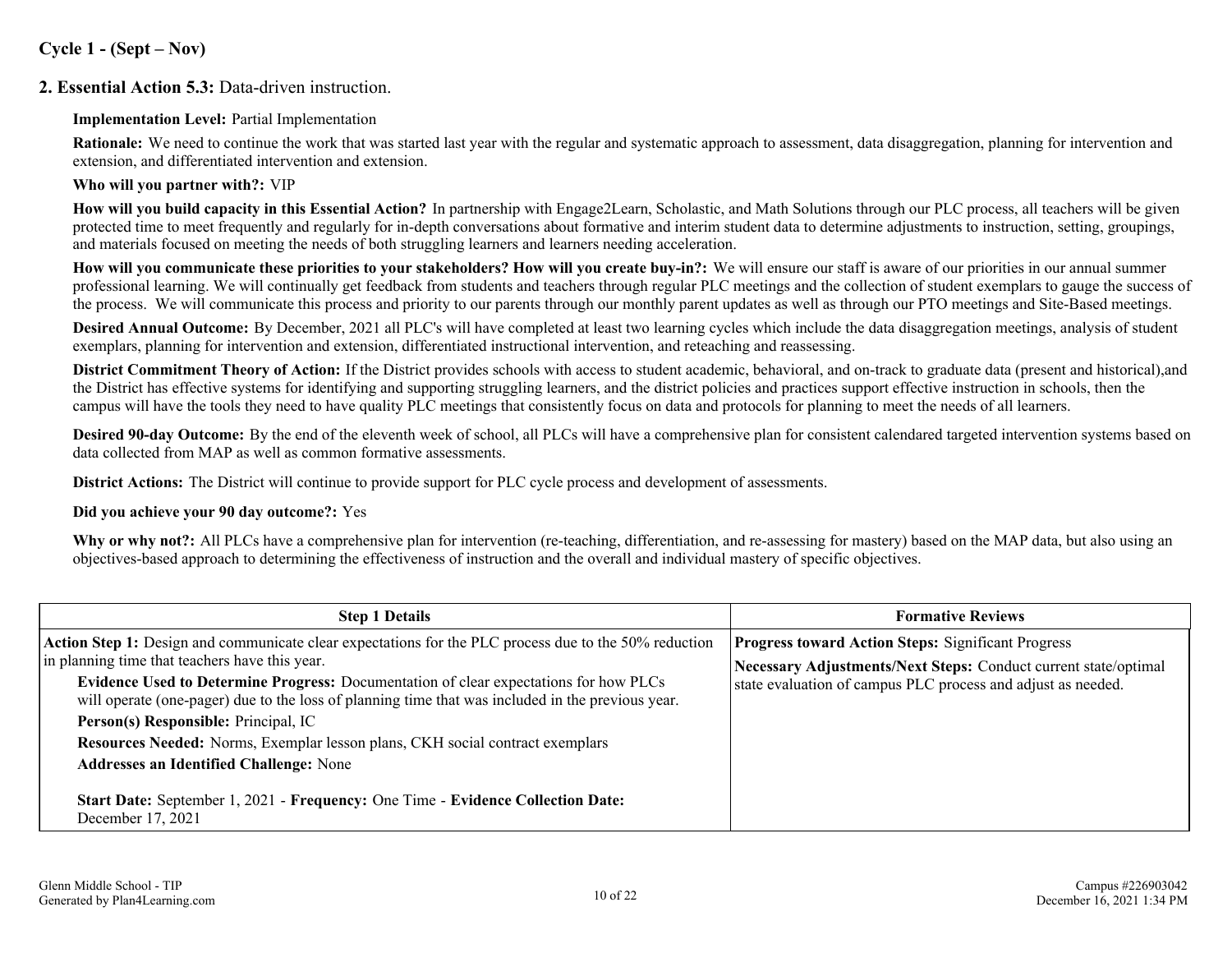**Cycle 1 - (Sept – Nov)**

**2. Essential Action 5.3:** Data-driven instruction.

**Implementation Level:** Partial Implementation

**Rationale:** We need to continue the work that was started last year with the regular and systematic approach to assessment, data disaggregation, planning for intervention and extension, and differentiated intervention and extension.

**Who will you partner with?:** VIP

**How will you build capacity in this Essential Action?** In partnership with Engage2Learn, Scholastic, and Math Solutions through our PLC process, all teachers will be given protected time to meet frequently and regularly for in-depth conversations about formative and interim student data to determine adjustments to instruction, setting, groupings, and materials focused on meeting the needs of both struggling learners and learners needing acceleration.

**How will you communicate these priorities to your stakeholders? How will you create buy-in?:** We will ensure our staff is aware of our priorities in our annual summer professional learning. We will continually get feedback from students and teachers through regular PLC meetings and the collection of student exemplars to gauge the success of the process. We will communicate this process and priority to our parents through our monthly parent updates as well as through our PTO meetings and Site-Based meetings.

**Desired Annual Outcome:** By December, 2021 all PLC's will have completed at least two learning cycles which include the data disaggregation meetings, analysis of student exemplars, planning for intervention and extension, differentiated instructional intervention, and reteaching and reassessing.

**District Commitment Theory of Action:** If the District provides schools with access to student academic, behavioral, and on-track to graduate data (present and historical),and the District has effective systems for identifying and supporting struggling learners, and the district policies and practices support effective instruction in schools, then the campus will have the tools they need to have quality PLC meetings that consistently focus on data and protocols for planning to meet the needs of all learners.

**Desired 90-day Outcome:** By the end of the eleventh week of school, all PLCs will have a comprehensive plan for consistent calendared targeted intervention systems based on data collected from MAP as well as common formative assessments.

**District Actions:** The District will continue to provide support for PLC cycle process and development of assessments.

**Did you achieve your 90 day outcome?:** Yes

**Why or why not?:** All PLCs have a comprehensive plan for intervention (re-teaching, differentiation, and re-assessing for mastery) based on the MAP data, but also using an objectives-based approach to determining the effectiveness of instruction and the overall and individual mastery of specific objectives.

| Step 1 Details | Formative Reviews |
|---|---|
| **Action Step 1:** Design and communicate clear expectations for the PLC process due to the 50% reduction in planning time that teachers have this year.<br>**Evidence Used to Determine Progress:** Documentation of clear expectations for how PLCs will operate (one-pager) due to the loss of planning time that was included in the previous year.<br>**Person(s) Responsible:** Principal, IC<br>**Resources Needed:** Norms, Exemplar lesson plans, CKH social contract exemplars<br>**Addresses an Identified Challenge:** None<br><br>**Start Date:** September 1, 2021 - **Frequency:** One Time - **Evidence Collection Date:** December 17, 2021 | **Progress toward Action Steps:** Significant Progress<br>**Necessary Adjustments/Next Steps:** Conduct current state/optimal state evaluation of campus PLC process and adjust as needed. |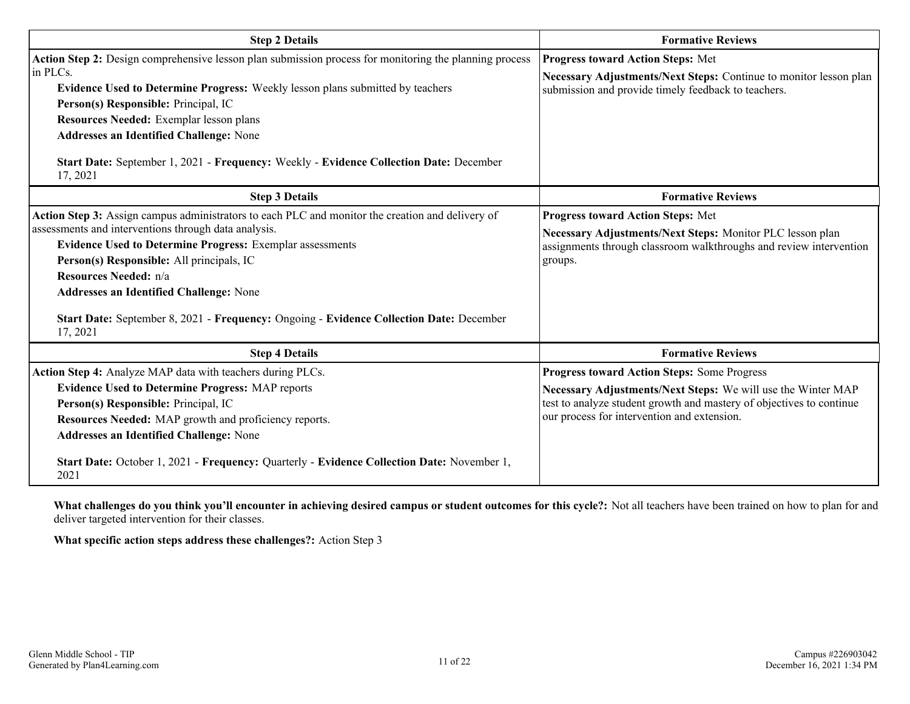| Step 2 Details | Formative Reviews |
|---|---|
| **Action Step 2:** Design comprehensive lesson plan submission process for monitoring the planning process in PLCs.<br>**Evidence Used to Determine Progress:** Weekly lesson plans submitted by teachers<br>**Person(s) Responsible:** Principal, IC<br>**Resources Needed:** Exemplar lesson plans<br>**Addresses an Identified Challenge:** None<br><br>**Start Date:** September 1, 2021 - **Frequency:** Weekly - **Evidence Collection Date:** December 17, 2021 | **Progress toward Action Steps:** Met<br>**Necessary Adjustments/Next Steps:** Continue to monitor lesson plan submission and provide timely feedback to teachers. |

| Step 3 Details | Formative Reviews |
|---|---|
| **Action Step 3:** Assign campus administrators to each PLC and monitor the creation and delivery of assessments and interventions through data analysis.<br>**Evidence Used to Determine Progress:** Exemplar assessments<br>**Person(s) Responsible:** All principals, IC<br>**Resources Needed:** n/a<br>**Addresses an Identified Challenge:** None<br><br>**Start Date:** September 8, 2021 - **Frequency:** Ongoing - **Evidence Collection Date:** December 17, 2021 | **Progress toward Action Steps:** Met<br>**Necessary Adjustments/Next Steps:** Monitor PLC lesson plan assignments through classroom walkthroughs and review intervention groups. |

| Step 4 Details | Formative Reviews |
|---|---|
| **Action Step 4:** Analyze MAP data with teachers during PLCs.<br>**Evidence Used to Determine Progress:** MAP reports<br>**Person(s) Responsible:** Principal, IC<br>**Resources Needed:** MAP growth and proficiency reports.<br>**Addresses an Identified Challenge:** None<br><br>**Start Date:** October 1, 2021 - **Frequency:** Quarterly - **Evidence Collection Date:** November 1, 2021 | **Progress toward Action Steps:** Some Progress<br>**Necessary Adjustments/Next Steps:** We will use the Winter MAP test to analyze student growth and mastery of objectives to continue our process for intervention and extension. |

**What challenges do you think you'll encounter in achieving desired campus or student outcomes for this cycle?:** Not all teachers have been trained on how to plan for and deliver targeted intervention for their classes.

**What specific action steps address these challenges?:** Action Step 3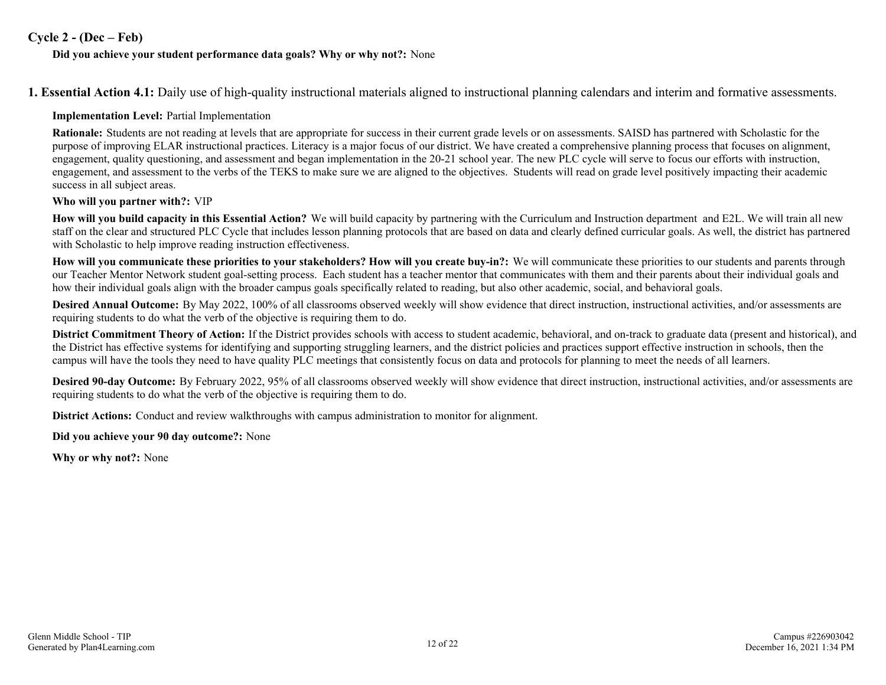## Cycle 2 - (Dec – Feb)

**Did you achieve your student performance data goals? Why or why not?:** None

### 1. Essential Action 4.1: Daily use of high-quality instructional materials aligned to instructional planning calendars and interim and formative assessments.

**Implementation Level:** Partial Implementation

**Rationale:** Students are not reading at levels that are appropriate for success in their current grade levels or on assessments. SAISD has partnered with Scholastic for the purpose of improving ELAR instructional practices. Literacy is a major focus of our district. We have created a comprehensive planning process that focuses on alignment, engagement, quality questioning, and assessment and began implementation in the 20-21 school year. The new PLC cycle will serve to focus our efforts with instruction, engagement, and assessment to the verbs of the TEKS to make sure we are aligned to the objectives. Students will read on grade level positively impacting their academic success in all subject areas.

**Who will you partner with?:** VIP

**How will you build capacity in this Essential Action?** We will build capacity by partnering with the Curriculum and Instruction department and E2L. We will train all new staff on the clear and structured PLC Cycle that includes lesson planning protocols that are based on data and clearly defined curricular goals. As well, the district has partnered with Scholastic to help improve reading instruction effectiveness.

**How will you communicate these priorities to your stakeholders? How will you create buy-in?:** We will communicate these priorities to our students and parents through our Teacher Mentor Network student goal-setting process. Each student has a teacher mentor that communicates with them and their parents about their individual goals and how their individual goals align with the broader campus goals specifically related to reading, but also other academic, social, and behavioral goals.

**Desired Annual Outcome:** By May 2022, 100% of all classrooms observed weekly will show evidence that direct instruction, instructional activities, and/or assessments are requiring students to do what the verb of the objective is requiring them to do.

**District Commitment Theory of Action:** If the District provides schools with access to student academic, behavioral, and on-track to graduate data (present and historical), and the District has effective systems for identifying and supporting struggling learners, and the district policies and practices support effective instruction in schools, then the campus will have the tools they need to have quality PLC meetings that consistently focus on data and protocols for planning to meet the needs of all learners.

**Desired 90-day Outcome:** By February 2022, 95% of all classrooms observed weekly will show evidence that direct instruction, instructional activities, and/or assessments are requiring students to do what the verb of the objective is requiring them to do.

**District Actions:** Conduct and review walkthroughs with campus administration to monitor for alignment.

**Did you achieve your 90 day outcome?:** None

**Why or why not?:** None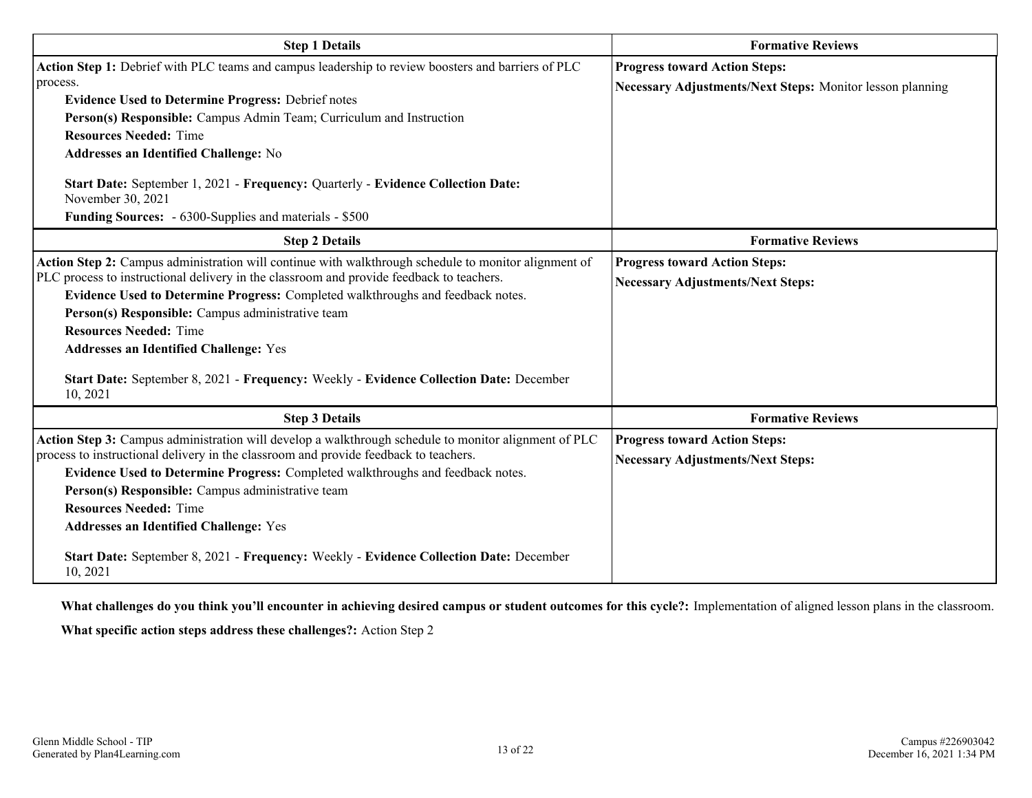| Step 1 Details | Formative Reviews |
|---|---|
| **Action Step 1:** Debrief with PLC teams and campus leadership to review boosters and barriers of PLC process.<br>**Evidence Used to Determine Progress:** Debrief notes<br>**Person(s) Responsible:** Campus Admin Team; Curriculum and Instruction<br>**Resources Needed:** Time<br>**Addresses an Identified Challenge:** No<br><br>**Start Date:** September 1, 2021 - **Frequency:** Quarterly - **Evidence Collection Date:** November 30, 2021<br>**Funding Sources:** - 6300-Supplies and materials - $500 | **Progress toward Action Steps:**<br>**Necessary Adjustments/Next Steps:** Monitor lesson planning |

| Step 2 Details | Formative Reviews |
|---|---|
| **Action Step 2:** Campus administration will continue with walkthrough schedule to monitor alignment of PLC process to instructional delivery in the classroom and provide feedback to teachers.<br>**Evidence Used to Determine Progress:** Completed walkthroughs and feedback notes.<br>**Person(s) Responsible:** Campus administrative team<br>**Resources Needed:** Time<br>**Addresses an Identified Challenge:** Yes<br><br>**Start Date:** September 8, 2021 - **Frequency:** Weekly - **Evidence Collection Date:** December 10, 2021 | **Progress toward Action Steps:**<br>**Necessary Adjustments/Next Steps:** |

| Step 3 Details | Formative Reviews |
|---|---|
| **Action Step 3:** Campus administration will develop a walkthrough schedule to monitor alignment of PLC process to instructional delivery in the classroom and provide feedback to teachers.<br>**Evidence Used to Determine Progress:** Completed walkthroughs and feedback notes.<br>**Person(s) Responsible:** Campus administrative team<br>**Resources Needed:** Time<br>**Addresses an Identified Challenge:** Yes<br><br>**Start Date:** September 8, 2021 - **Frequency:** Weekly - **Evidence Collection Date:** December 10, 2021 | **Progress toward Action Steps:**<br>**Necessary Adjustments/Next Steps:** |

**What challenges do you think you'll encounter in achieving desired campus or student outcomes for this cycle?:** Implementation of aligned lesson plans in the classroom.

**What specific action steps address these challenges?:** Action Step 2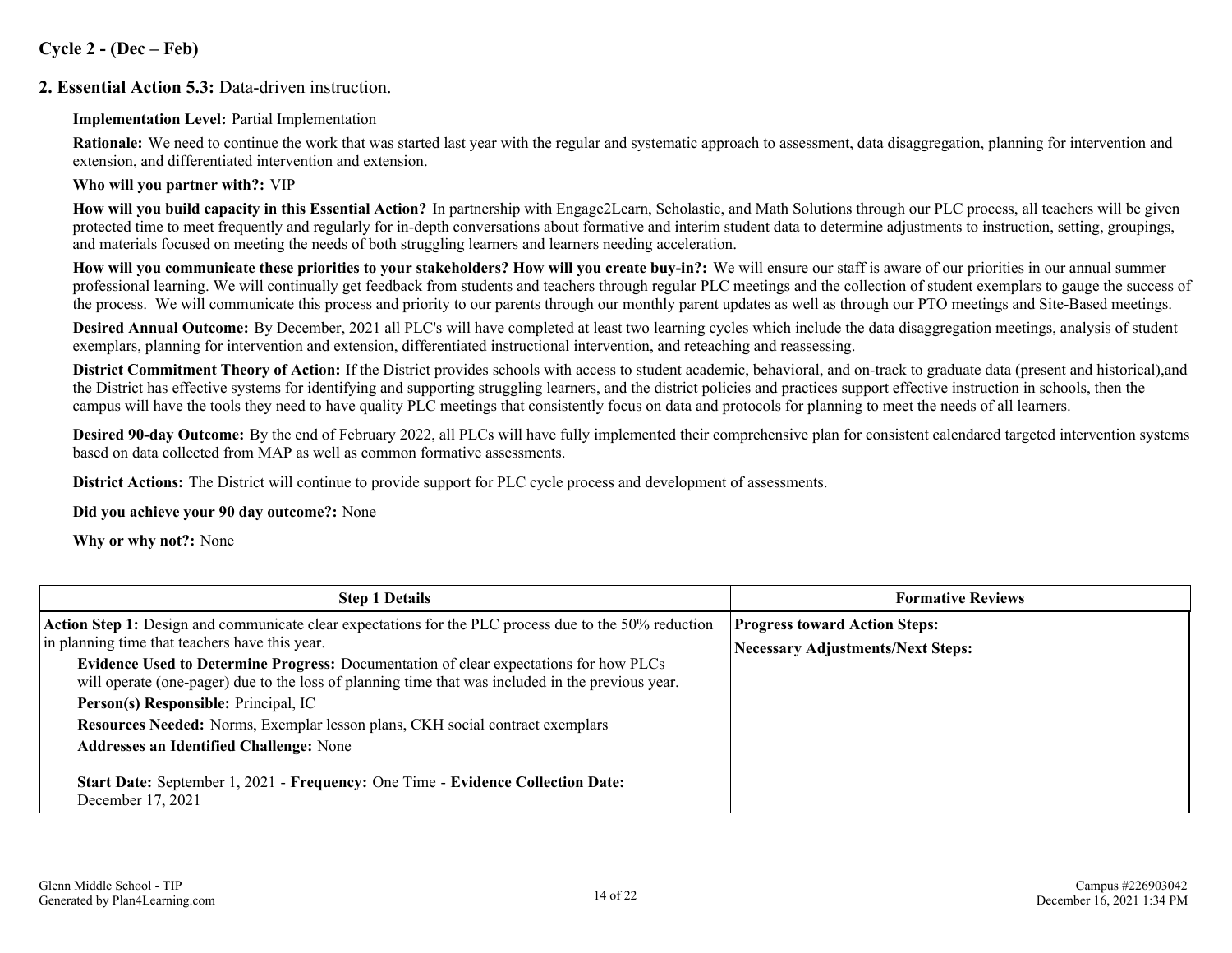## Cycle 2 - (Dec – Feb)

### 2. Essential Action 5.3: Data-driven instruction.

**Implementation Level:** Partial Implementation

**Rationale:** We need to continue the work that was started last year with the regular and systematic approach to assessment, data disaggregation, planning for intervention and extension, and differentiated intervention and extension.

**Who will you partner with?:** VIP

**How will you build capacity in this Essential Action?** In partnership with Engage2Learn, Scholastic, and Math Solutions through our PLC process, all teachers will be given protected time to meet frequently and regularly for in-depth conversations about formative and interim student data to determine adjustments to instruction, setting, groupings, and materials focused on meeting the needs of both struggling learners and learners needing acceleration.

**How will you communicate these priorities to your stakeholders? How will you create buy-in?:** We will ensure our staff is aware of our priorities in our annual summer professional learning. We will continually get feedback from students and teachers through regular PLC meetings and the collection of student exemplars to gauge the success of the process. We will communicate this process and priority to our parents through our monthly parent updates as well as through our PTO meetings and Site-Based meetings.

**Desired Annual Outcome:** By December, 2021 all PLC's will have completed at least two learning cycles which include the data disaggregation meetings, analysis of student exemplars, planning for intervention and extension, differentiated instructional intervention, and reteaching and reassessing.

**District Commitment Theory of Action:** If the District provides schools with access to student academic, behavioral, and on-track to graduate data (present and historical),and the District has effective systems for identifying and supporting struggling learners, and the district policies and practices support effective instruction in schools, then the campus will have the tools they need to have quality PLC meetings that consistently focus on data and protocols for planning to meet the needs of all learners.

**Desired 90-day Outcome:** By the end of February 2022, all PLCs will have fully implemented their comprehensive plan for consistent calendared targeted intervention systems based on data collected from MAP as well as common formative assessments.

**District Actions:** The District will continue to provide support for PLC cycle process and development of assessments.

**Did you achieve your 90 day outcome?:** None

**Why or why not?:** None

| Step 1 Details | Formative Reviews |
|---|---|
| **Action Step 1:** Design and communicate clear expectations for the PLC process due to the 50% reduction in planning time that teachers have this year.<br>**Evidence Used to Determine Progress:** Documentation of clear expectations for how PLCs will operate (one-pager) due to the loss of planning time that was included in the previous year.<br>**Person(s) Responsible:** Principal, IC<br>**Resources Needed:** Norms, Exemplar lesson plans, CKH social contract exemplars<br>**Addresses an Identified Challenge:** None<br><br>**Start Date:** September 1, 2021 - **Frequency:** One Time - **Evidence Collection Date:** December 17, 2021 | **Progress toward Action Steps:**<br>**Necessary Adjustments/Next Steps:** |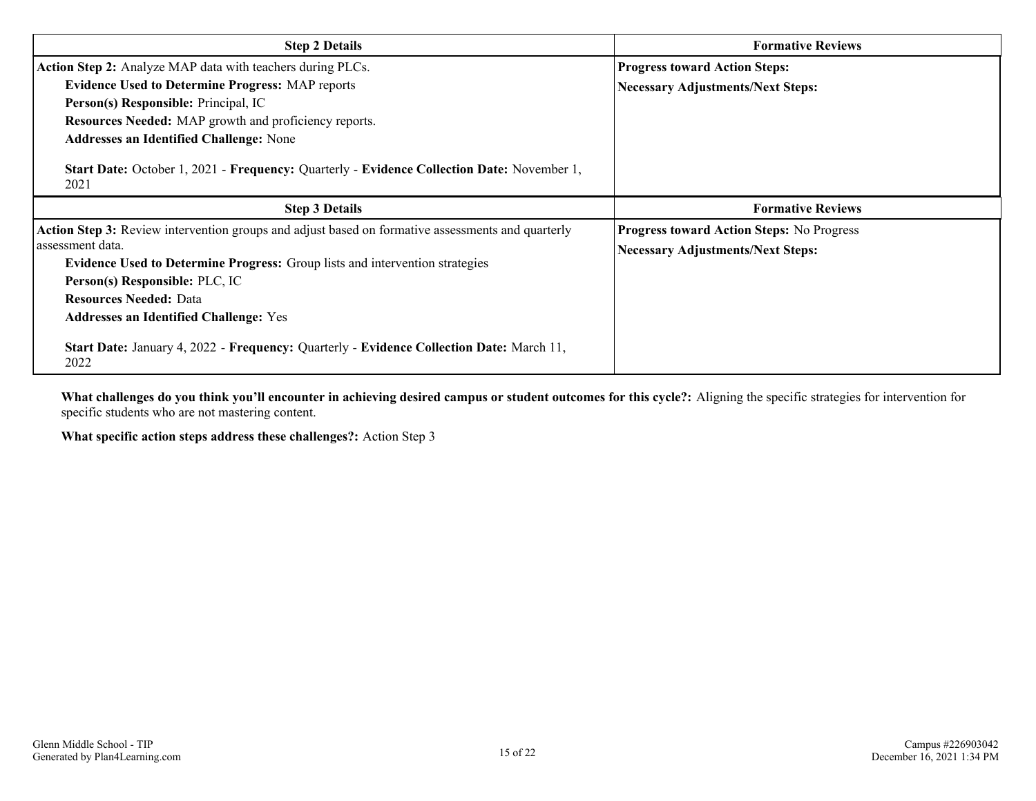| Step 2 Details | Formative Reviews |
| --- | --- |
| **Action Step 2:** Analyze MAP data with teachers during PLCs.<br>**Evidence Used to Determine Progress:** MAP reports<br>**Person(s) Responsible:** Principal, IC<br>**Resources Needed:** MAP growth and proficiency reports.<br>**Addresses an Identified Challenge:** None<br><br>**Start Date:** October 1, 2021 - **Frequency:** Quarterly - **Evidence Collection Date:** November 1, 2021 | **Progress toward Action Steps:**<br>**Necessary Adjustments/Next Steps:** |

| Step 3 Details | Formative Reviews |
| --- | --- |
| **Action Step 3:** Review intervention groups and adjust based on formative assessments and quarterly assessment data.<br>**Evidence Used to Determine Progress:** Group lists and intervention strategies<br>**Person(s) Responsible:** PLC, IC<br>**Resources Needed:** Data<br>**Addresses an Identified Challenge:** Yes<br><br>**Start Date:** January 4, 2022 - **Frequency:** Quarterly - **Evidence Collection Date:** March 11, 2022 | **Progress toward Action Steps:** No Progress<br>**Necessary Adjustments/Next Steps:** |

**What challenges do you think you'll encounter in achieving desired campus or student outcomes for this cycle?:** Aligning the specific strategies for intervention for specific students who are not mastering content.

**What specific action steps address these challenges?:** Action Step 3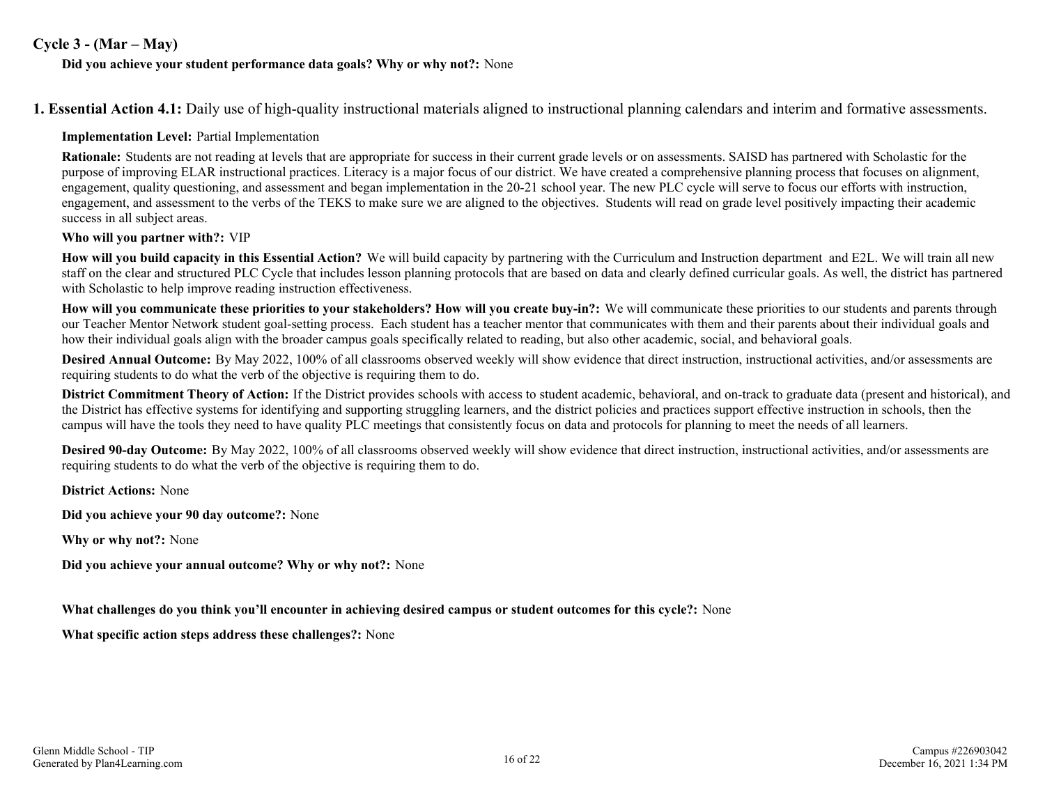## Cycle 3 - (Mar – May)

**Did you achieve your student performance data goals? Why or why not?:** None

### 1. Essential Action 4.1: Daily use of high-quality instructional materials aligned to instructional planning calendars and interim and formative assessments.

**Implementation Level:** Partial Implementation

**Rationale:** Students are not reading at levels that are appropriate for success in their current grade levels or on assessments. SAISD has partnered with Scholastic for the purpose of improving ELAR instructional practices. Literacy is a major focus of our district. We have created a comprehensive planning process that focuses on alignment, engagement, quality questioning, and assessment and began implementation in the 20-21 school year. The new PLC cycle will serve to focus our efforts with instruction, engagement, and assessment to the verbs of the TEKS to make sure we are aligned to the objectives. Students will read on grade level positively impacting their academic success in all subject areas.

**Who will you partner with?:** VIP

**How will you build capacity in this Essential Action?** We will build capacity by partnering with the Curriculum and Instruction department and E2L. We will train all new staff on the clear and structured PLC Cycle that includes lesson planning protocols that are based on data and clearly defined curricular goals. As well, the district has partnered with Scholastic to help improve reading instruction effectiveness.

**How will you communicate these priorities to your stakeholders? How will you create buy-in?:** We will communicate these priorities to our students and parents through our Teacher Mentor Network student goal-setting process. Each student has a teacher mentor that communicates with them and their parents about their individual goals and how their individual goals align with the broader campus goals specifically related to reading, but also other academic, social, and behavioral goals.

**Desired Annual Outcome:** By May 2022, 100% of all classrooms observed weekly will show evidence that direct instruction, instructional activities, and/or assessments are requiring students to do what the verb of the objective is requiring them to do.

**District Commitment Theory of Action:** If the District provides schools with access to student academic, behavioral, and on-track to graduate data (present and historical), and the District has effective systems for identifying and supporting struggling learners, and the district policies and practices support effective instruction in schools, then the campus will have the tools they need to have quality PLC meetings that consistently focus on data and protocols for planning to meet the needs of all learners.

**Desired 90-day Outcome:** By May 2022, 100% of all classrooms observed weekly will show evidence that direct instruction, instructional activities, and/or assessments are requiring students to do what the verb of the objective is requiring them to do.

**District Actions:** None

**Did you achieve your 90 day outcome?:** None

**Why or why not?:** None

**Did you achieve your annual outcome? Why or why not?:** None

**What challenges do you think you'll encounter in achieving desired campus or student outcomes for this cycle?:** None

**What specific action steps address these challenges?:** None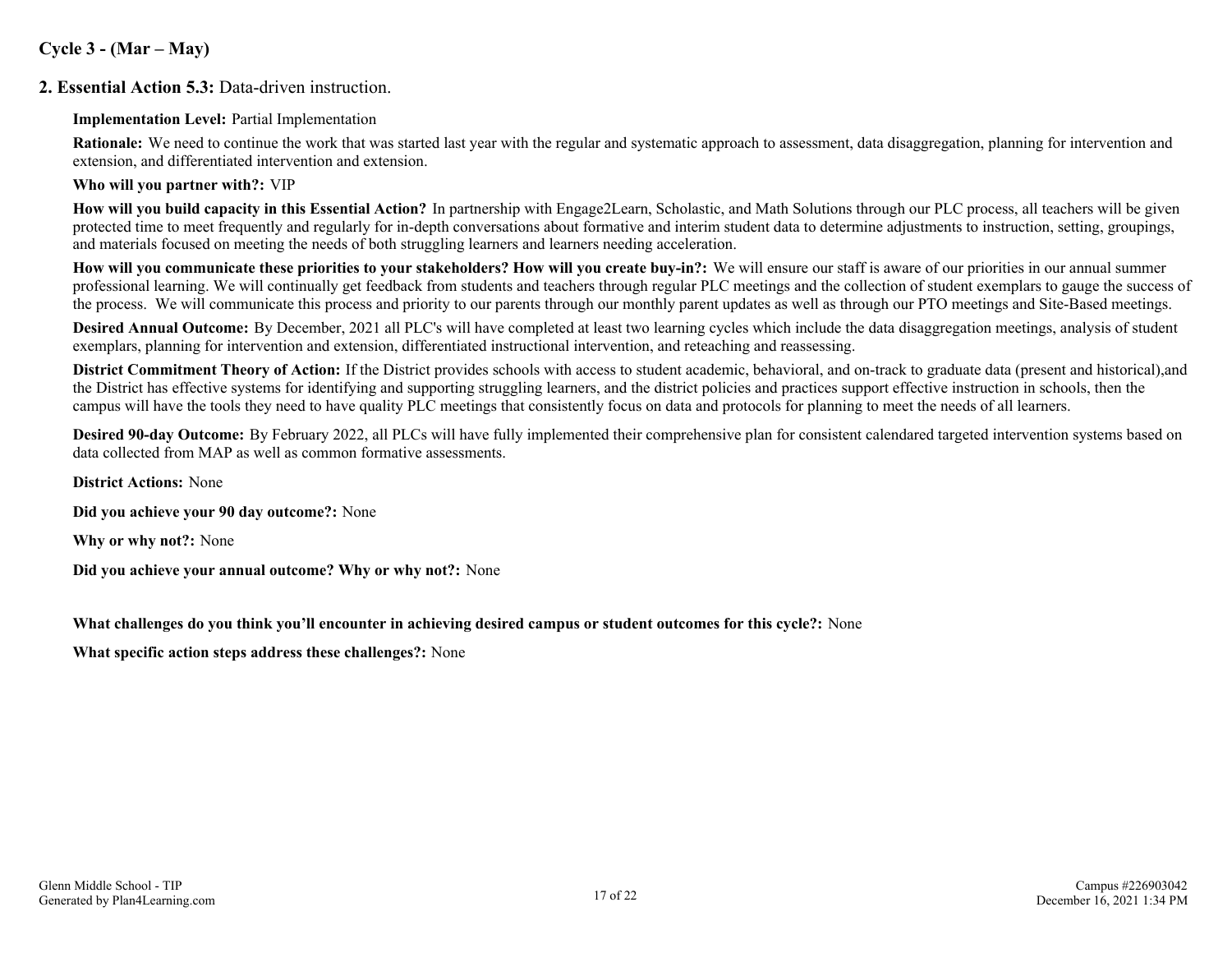## Cycle 3 - (Mar – May)

### 2. Essential Action 5.3: Data-driven instruction.

**Implementation Level:** Partial Implementation

**Rationale:** We need to continue the work that was started last year with the regular and systematic approach to assessment, data disaggregation, planning for intervention and extension, and differentiated intervention and extension.

**Who will you partner with?:** VIP

**How will you build capacity in this Essential Action?** In partnership with Engage2Learn, Scholastic, and Math Solutions through our PLC process, all teachers will be given protected time to meet frequently and regularly for in-depth conversations about formative and interim student data to determine adjustments to instruction, setting, groupings, and materials focused on meeting the needs of both struggling learners and learners needing acceleration.

**How will you communicate these priorities to your stakeholders? How will you create buy-in?:** We will ensure our staff is aware of our priorities in our annual summer professional learning. We will continually get feedback from students and teachers through regular PLC meetings and the collection of student exemplars to gauge the success of the process. We will communicate this process and priority to our parents through our monthly parent updates as well as through our PTO meetings and Site-Based meetings.

**Desired Annual Outcome:** By December, 2021 all PLC's will have completed at least two learning cycles which include the data disaggregation meetings, analysis of student exemplars, planning for intervention and extension, differentiated instructional intervention, and reteaching and reassessing.

**District Commitment Theory of Action:** If the District provides schools with access to student academic, behavioral, and on-track to graduate data (present and historical),and the District has effective systems for identifying and supporting struggling learners, and the district policies and practices support effective instruction in schools, then the campus will have the tools they need to have quality PLC meetings that consistently focus on data and protocols for planning to meet the needs of all learners.

**Desired 90-day Outcome:** By February 2022, all PLCs will have fully implemented their comprehensive plan for consistent calendared targeted intervention systems based on data collected from MAP as well as common formative assessments.

**District Actions:** None

**Did you achieve your 90 day outcome?:** None

**Why or why not?:** None

**Did you achieve your annual outcome? Why or why not?:** None

**What challenges do you think you'll encounter in achieving desired campus or student outcomes for this cycle?:** None

**What specific action steps address these challenges?:** None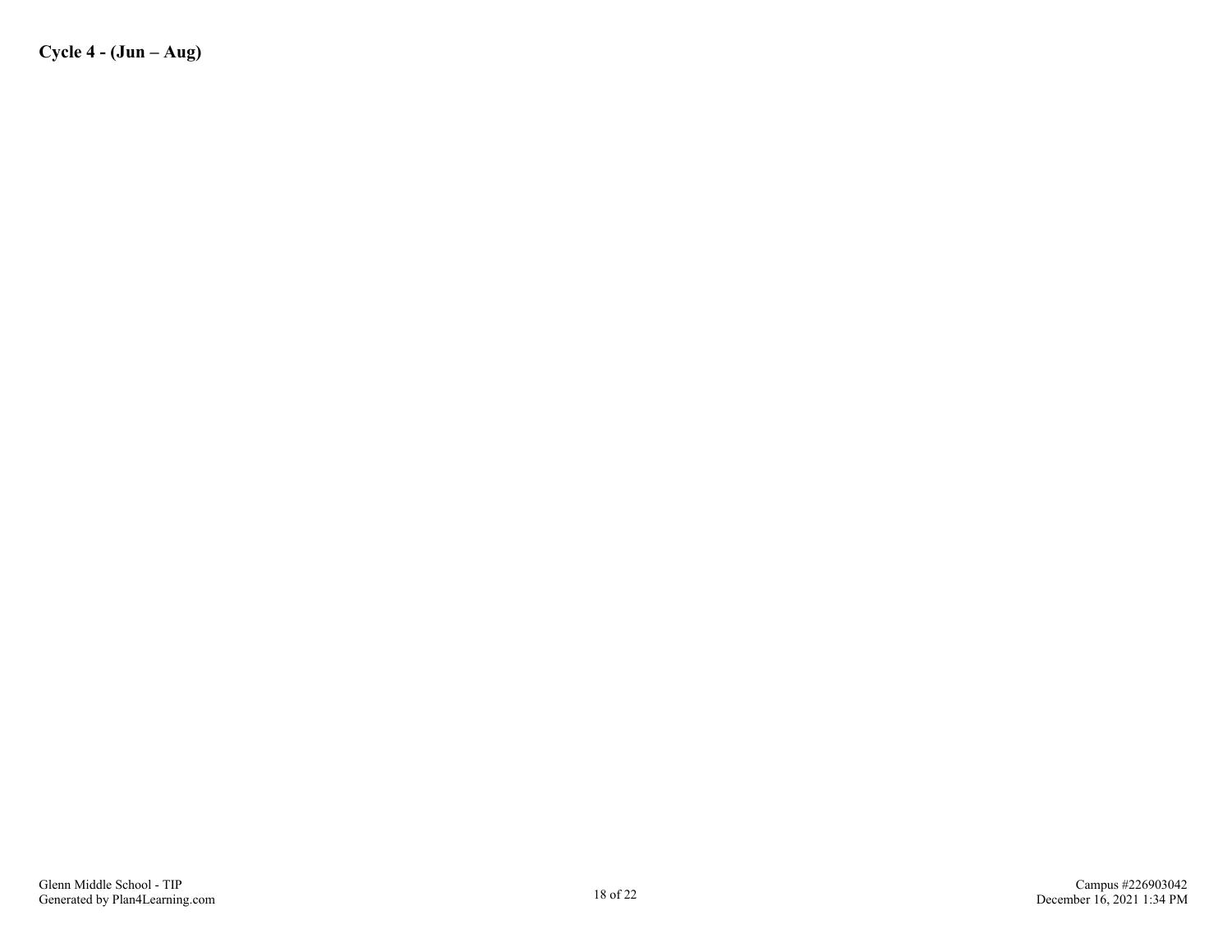**Cycle 4 - (Jun – Aug)**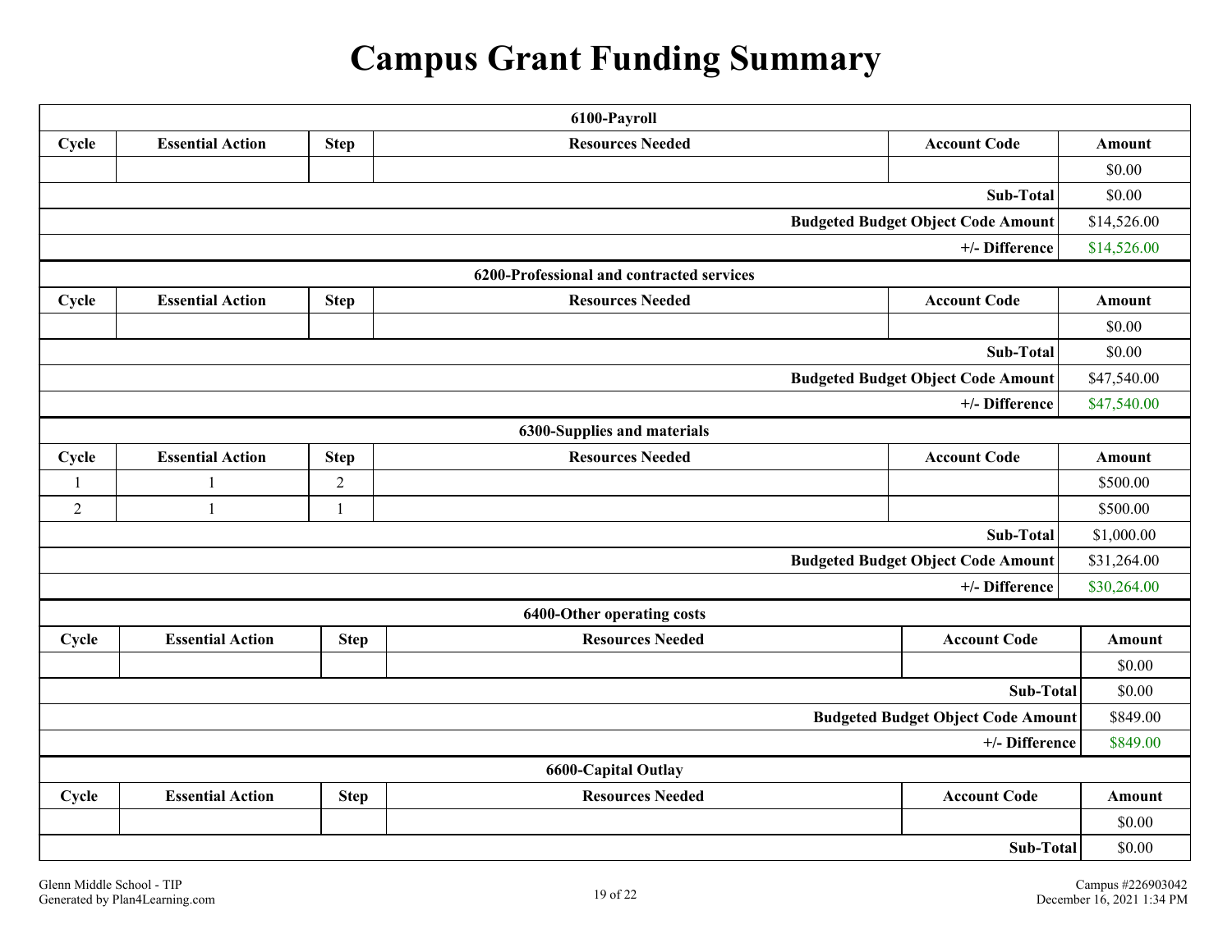# Campus Grant Funding Summary

| 6100-Payroll | | | | | |
|---|---|---|---|---|---|
| **Cycle** | **Essential Action** | **Step** | **Resources Needed** | **Account Code** | **Amount** |
| | | | | | $0.00 |
| | | | | **Sub-Total** | $0.00 |
| | | | | **Budgeted Budget Object Code Amount** | $14,526.00 |
| | | | | **+/- Difference** | $14,526.00 |

| 6200-Professional and contracted services | | | | | |
|---|---|---|---|---|---|
| **Cycle** | **Essential Action** | **Step** | **Resources Needed** | **Account Code** | **Amount** |
| | | | | | $0.00 |
| | | | | **Sub-Total** | $0.00 |
| | | | | **Budgeted Budget Object Code Amount** | $47,540.00 |
| | | | | **+/- Difference** | $47,540.00 |

| 6300-Supplies and materials | | | | | |
|---|---|---|---|---|---|
| **Cycle** | **Essential Action** | **Step** | **Resources Needed** | **Account Code** | **Amount** |
| 1 | 1 | 2 | | | $500.00 |
| 2 | 1 | 1 | | | $500.00 |
| | | | | **Sub-Total** | $1,000.00 |
| | | | | **Budgeted Budget Object Code Amount** | $31,264.00 |
| | | | | **+/- Difference** | $30,264.00 |

| 6400-Other operating costs | | | | | |
|---|---|---|---|---|---|
| **Cycle** | **Essential Action** | **Step** | **Resources Needed** | **Account Code** | **Amount** |
| | | | | | $0.00 |
| | | | | **Sub-Total** | $0.00 |
| | | | | **Budgeted Budget Object Code Amount** | $849.00 |
| | | | | **+/- Difference** | $849.00 |

| 6600-Capital Outlay | | | | | |
|---|---|---|---|---|---|
| **Cycle** | **Essential Action** | **Step** | **Resources Needed** | **Account Code** | **Amount** |
| | | | | | $0.00 |
| | | | | **Sub-Total** | $0.00 |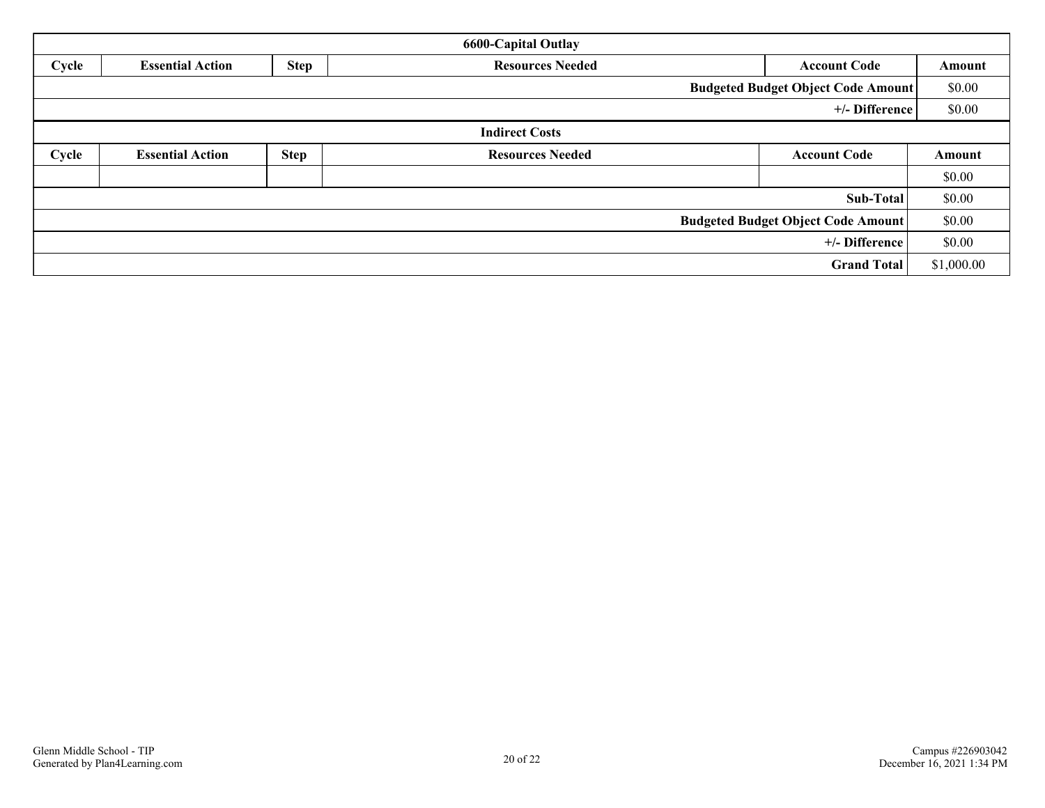| 6600-Capital Outlay | | | | | |
|---|---|---|---|---|---|
| **Cycle** | **Essential Action** | **Step** | **Resources Needed** | **Account Code** | **Amount** |
| | | | | **Budgeted Budget Object Code Amount** | $0.00 |
| | | | | **+/- Difference** | $0.00 |

| Indirect Costs | | | | | |
|---|---|---|---|---|---|
| **Cycle** | **Essential Action** | **Step** | **Resources Needed** | **Account Code** | **Amount** |
| | | | | | $0.00 |
| | | | | **Sub-Total** | $0.00 |
| | | | | **Budgeted Budget Object Code Amount** | $0.00 |
| | | | | **+/- Difference** | $0.00 |
| | | | | **Grand Total** | $1,000.00 |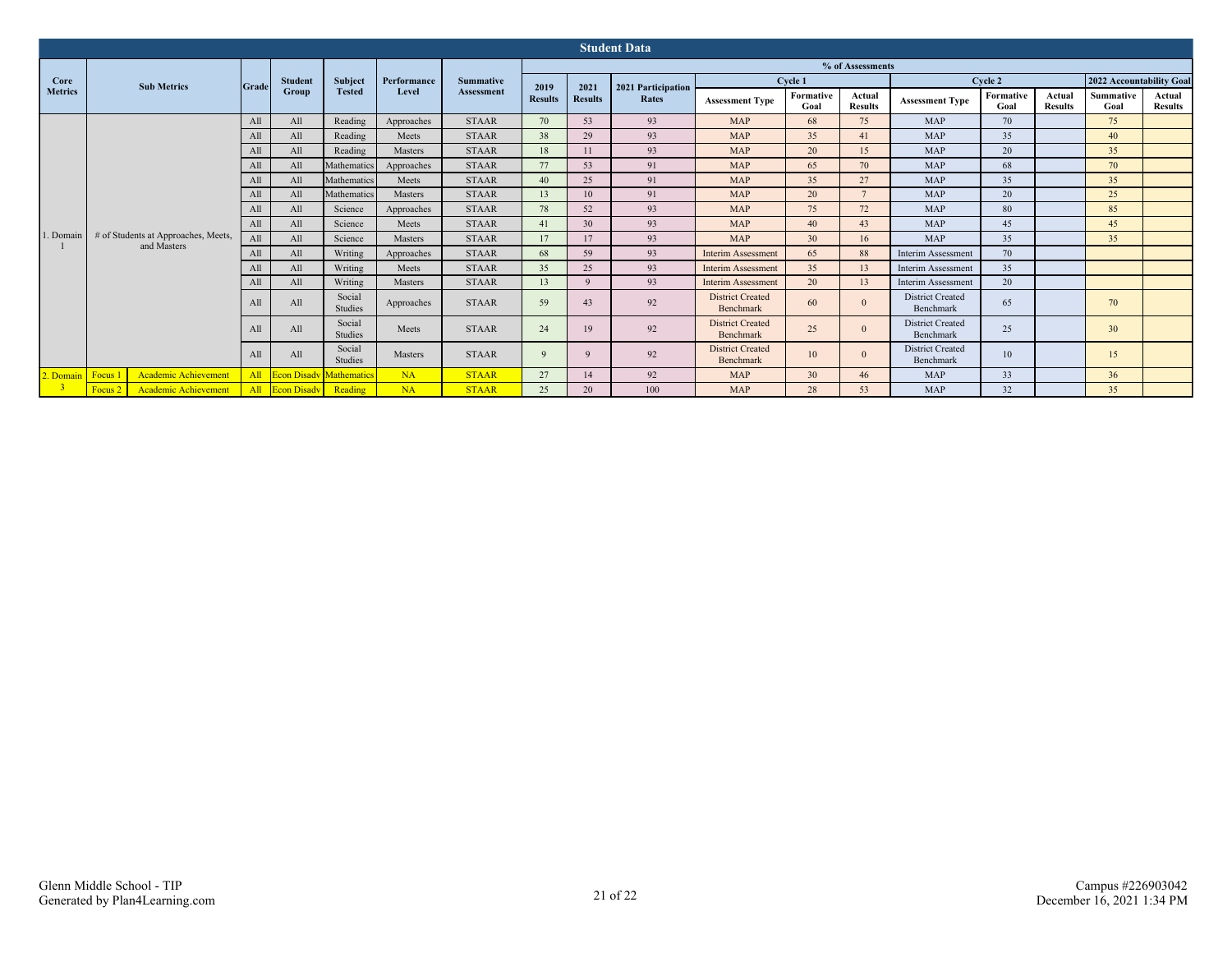## Student Data

| Core Metrics | Sub Metrics | | Grade | Student Group | Subject Tested | Performance Level | Summative Assessment | 2019 Results | 2021 Results | 2021 Participation Rates | % of Assessments | | | | | | | |
|---|---|---|---|---|---|---|---|---|---|---|---|---|---|---|---|---|---|---|
| | | | | | | | | | | | Cycle 1 | | | Cycle 2 | | | 2022 Accountability Goal | |
| | | | | | | | | | | | Assessment Type | Formative Goal | Actual Results | Assessment Type | Formative Goal | Actual Results | Summative Goal | Actual Results |
| 1. Domain 1 | # of Students at Approaches, Meets, and Masters | | All | All | Reading | Approaches | STAAR | 70 | 53 | 93 | MAP | 68 | 75 | MAP | 70 | | 75 | |
| | | | All | All | Reading | Meets | STAAR | 38 | 29 | 93 | MAP | 35 | 41 | MAP | 35 | | 40 | |
| | | | All | All | Reading | Masters | STAAR | 18 | 11 | 93 | MAP | 20 | 15 | MAP | 20 | | 35 | |
| | | | All | All | Mathematics | Approaches | STAAR | 77 | 53 | 91 | MAP | 65 | 70 | MAP | 68 | | 70 | |
| | | | All | All | Mathematics | Meets | STAAR | 40 | 25 | 91 | MAP | 35 | 27 | MAP | 35 | | 35 | |
| | | | All | All | Mathematics | Masters | STAAR | 13 | 10 | 91 | MAP | 20 | 7 | MAP | 20 | | 25 | |
| | | | All | All | Science | Approaches | STAAR | 78 | 52 | 93 | MAP | 75 | 72 | MAP | 80 | | 85 | |
| | | | All | All | Science | Meets | STAAR | 41 | 30 | 93 | MAP | 40 | 43 | MAP | 45 | | 45 | |
| | | | All | All | Science | Masters | STAAR | 17 | 17 | 93 | MAP | 30 | 16 | MAP | 35 | | 35 | |
| | | | All | All | Writing | Approaches | STAAR | 68 | 59 | 93 | Interim Assessment | 65 | 88 | Interim Assessment | 70 | | | |
| | | | All | All | Writing | Meets | STAAR | 35 | 25 | 93 | Interim Assessment | 35 | 13 | Interim Assessment | 35 | | | |
| | | | All | All | Writing | Masters | STAAR | 13 | 9 | 93 | Interim Assessment | 20 | 13 | Interim Assessment | 20 | | | |
| | | | All | All | Social Studies | Approaches | STAAR | 59 | 43 | 92 | District Created Benchmark | 60 | 0 | District Created Benchmark | 65 | | 70 | |
| | | | All | All | Social Studies | Meets | STAAR | 24 | 19 | 92 | District Created Benchmark | 25 | 0 | District Created Benchmark | 25 | | 30 | |
| | | | All | All | Social Studies | Masters | STAAR | 9 | 9 | 92 | District Created Benchmark | 10 | 0 | District Created Benchmark | 10 | | 15 | |
| 2. Domain 3 | Focus 1 | Academic Achievement | All | Econ Disadv | Mathematics | NA | STAAR | 27 | 14 | 92 | MAP | 30 | 46 | MAP | 33 | | 36 | |
| | Focus 2 | Academic Achievement | All | Econ Disadv | Reading | NA | STAAR | 25 | 20 | 100 | MAP | 28 | 53 | MAP | 32 | | 35 | |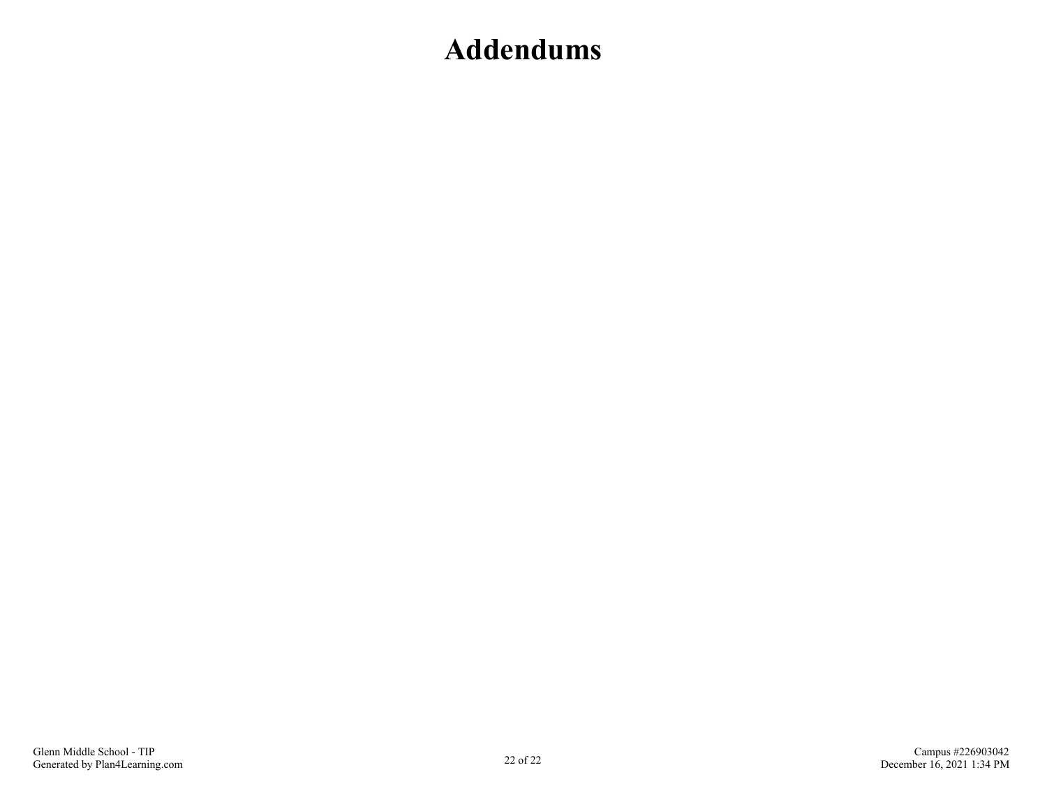# Addendums